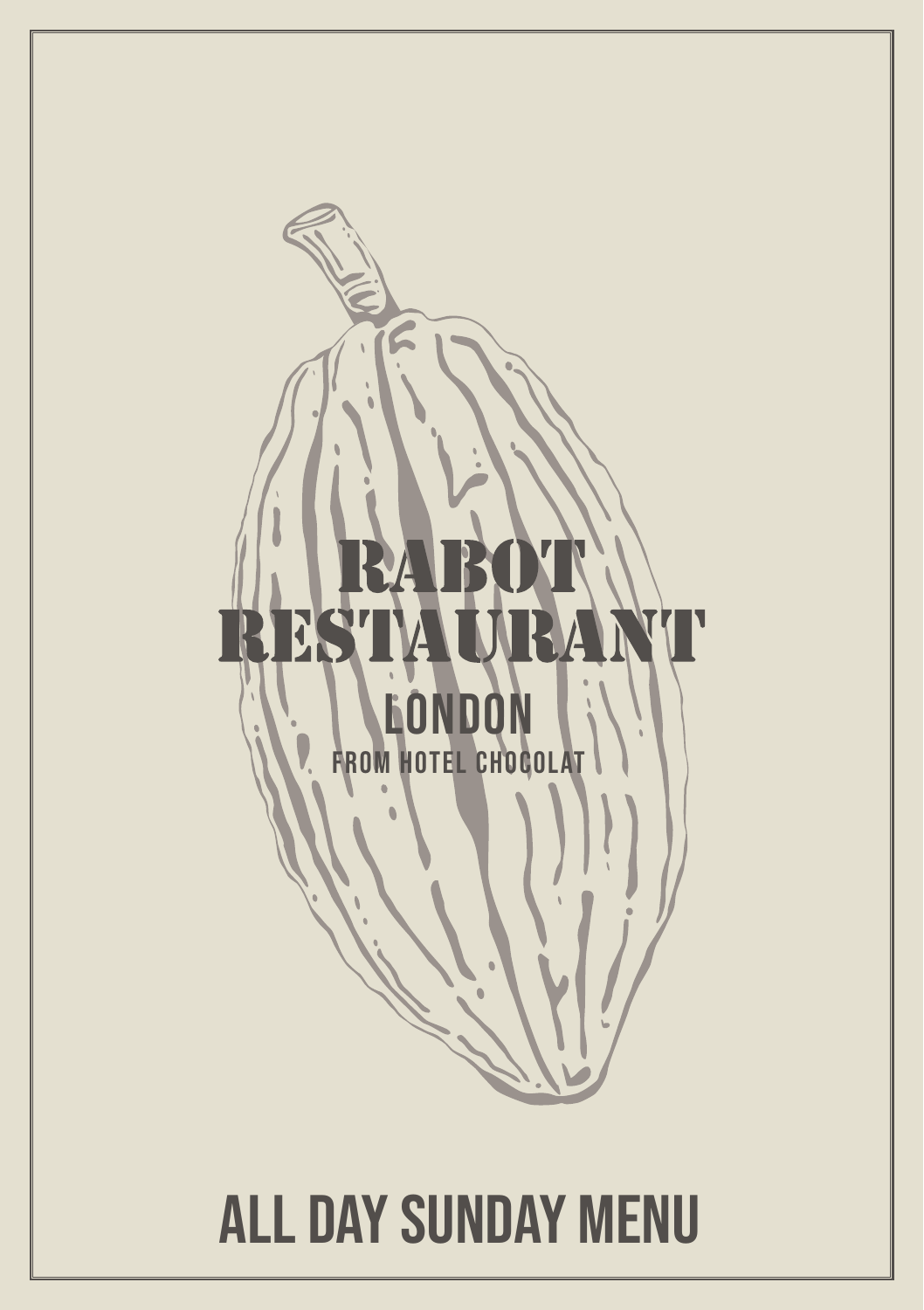# RABOT RESTAURANT

## LONDON

FROM HOTEL CHOCOLAT

## ALL DAY SUNDAY MENU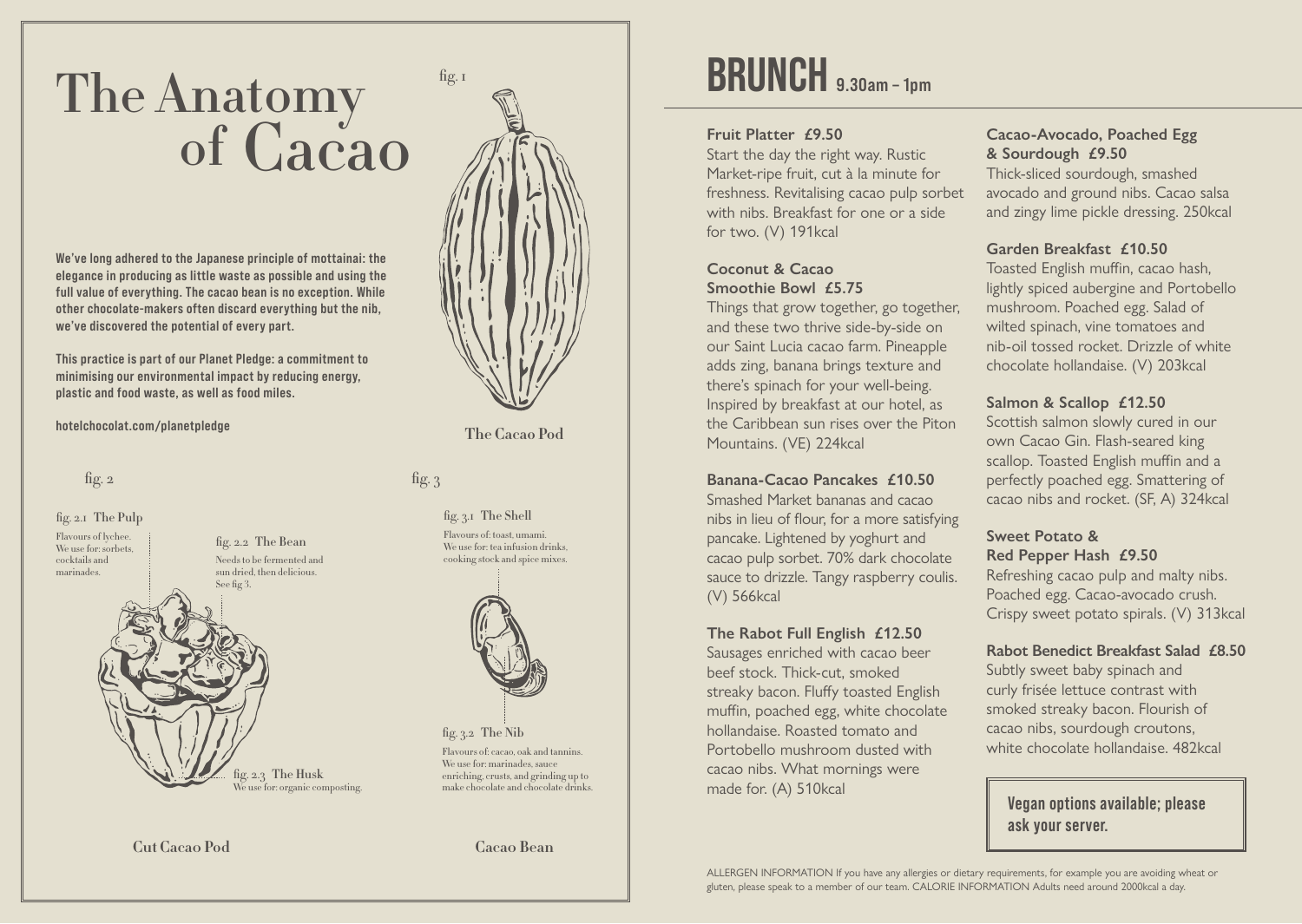# The Anatomy of Cacao

**We've long adhered to the Japanese principle of mottainai: the elegance in producing as little waste as possible and using the full value of everything. The cacao bean is no exception. While other chocolate-makers often discard everything but the nib, we've discovered the potential of every part.**

**This practice is part of our Planet Pledge: a commitment to minimising our environmental impact by reducing energy, plastic and food waste, as well as food miles.**

**hotelchocolat.com/planetpledge**

fig. 1

The Cacao Pod

fig. 2

fig. 2.1 The Pulp
Flavours of lychee. We use for: sorbets, cocktails and marinades.

fig. 2.2 The Bean
Needs to be fermented and sun dried, then delicious. See fig 3.

fig. 2.3 The Husk
We use for: organic composting.

Cut Cacao Pod

fig. 3

fig. 3.1 The Shell
Flavours of: toast, umami. We use for: tea infusion drinks, cooking stock and spice mixes.

fig. 3.2 The Nib
Flavours of: cacao, oak and tannins. We use for: marinades, sauce enriching, crusts, and grinding up to make chocolate and chocolate drinks.

Cacao Bean

# BRUNCH 9.30am – 1pm

**Fruit Platter £9.50**
Start the day the right way. Rustic Market-ripe fruit, cut à la minute for freshness. Revitalising cacao pulp sorbet with nibs. Breakfast for one or a side for two. (V) 191kcal

**Coconut & Cacao Smoothie Bowl £5.75**
Things that grow together, go together, and these two thrive side-by-side on our Saint Lucia cacao farm. Pineapple adds zing, banana brings texture and there's spinach for your well-being. Inspired by breakfast at our hotel, as the Caribbean sun rises over the Piton Mountains. (VE) 224kcal

**Banana-Cacao Pancakes £10.50**
Smashed Market bananas and cacao nibs in lieu of flour, for a more satisfying pancake. Lightened by yoghurt and cacao pulp sorbet. 70% dark chocolate sauce to drizzle. Tangy raspberry coulis. (V) 566kcal

**The Rabot Full English £12.50**
Sausages enriched with cacao beer beef stock. Thick-cut, smoked streaky bacon. Fluffy toasted English muffin, poached egg, white chocolate hollandaise. Roasted tomato and Portobello mushroom dusted with cacao nibs. What mornings were made for. (A) 510kcal

**Cacao-Avocado, Poached Egg & Sourdough £9.50**
Thick-sliced sourdough, smashed avocado and ground nibs. Cacao salsa and zingy lime pickle dressing. 250kcal

**Garden Breakfast £10.50**
Toasted English muffin, cacao hash, lightly spiced aubergine and Portobello mushroom. Poached egg. Salad of wilted spinach, vine tomatoes and nib-oil tossed rocket. Drizzle of white chocolate hollandaise. (V) 203kcal

**Salmon & Scallop £12.50**
Scottish salmon slowly cured in our own Cacao Gin. Flash-seared king scallop. Toasted English muffin and a perfectly poached egg. Smattering of cacao nibs and rocket. (SF, A) 324kcal

**Sweet Potato & Red Pepper Hash £9.50**
Refreshing cacao pulp and malty nibs. Poached egg. Cacao-avocado crush. Crispy sweet potato spirals. (V) 313kcal

**Rabot Benedict Breakfast Salad £8.50**
Subtly sweet baby spinach and curly frisée lettuce contrast with smoked streaky bacon. Flourish of cacao nibs, sourdough croutons, white chocolate hollandaise. 482kcal

**Vegan options available; please ask your server.**

ALLERGEN INFORMATION If you have any allergies or dietary requirements, for example you are avoiding wheat or gluten, please speak to a member of our team. CALORIE INFORMATION Adults need around 2000kcal a day.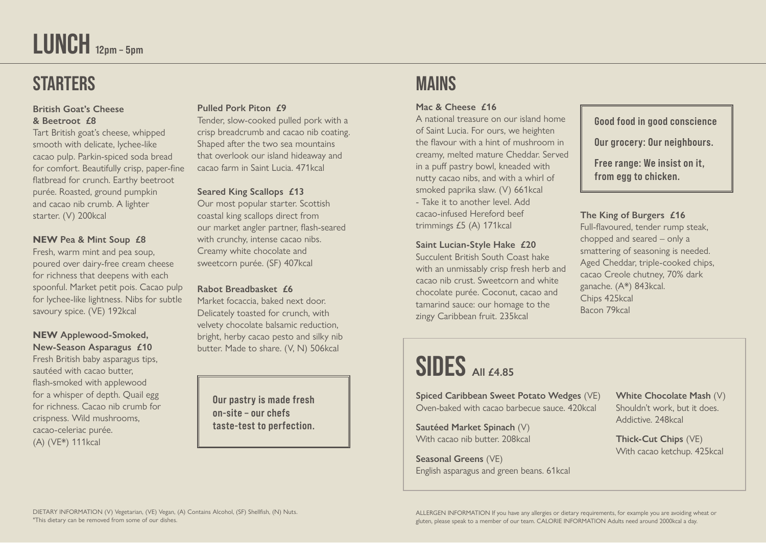# LUNCH 12pm – 5pm

## STARTERS

**British Goat's Cheese & Beetroot £8**
Tart British goat's cheese, whipped smooth with delicate, lychee-like cacao pulp. Parkin-spiced soda bread for comfort. Beautifully crisp, paper-fine flatbread for crunch. Earthy beetroot purée. Roasted, ground pumpkin and cacao nib crumb. A lighter starter. (V) 200kcal

**NEW Pea & Mint Soup £8**
Fresh, warm mint and pea soup, poured over dairy-free cream cheese for richness that deepens with each spoonful. Market petit pois. Cacao pulp for lychee-like lightness. Nibs for subtle savoury spice. (VE) 192kcal

**NEW Applewood-Smoked, New-Season Asparagus £10**
Fresh British baby asparagus tips, sautéed with cacao butter, flash-smoked with applewood for a whisper of depth. Quail egg for richness. Cacao nib crumb for crispness. Wild mushrooms, cacao-celeriac purée. (A) (VE*) 111kcal

**Pulled Pork Piton £9**
Tender, slow-cooked pulled pork with a crisp breadcrumb and cacao nib coating. Shaped after the two sea mountains that overlook our island hideaway and cacao farm in Saint Lucia. 471kcal

**Seared King Scallops £13**
Our most popular starter. Scottish coastal king scallops direct from our market angler partner, flash-seared with crunchy, intense cacao nibs. Creamy white chocolate and sweetcorn purée. (SF) 407kcal

**Rabot Breadbasket £6**
Market focaccia, baked next door. Delicately toasted for crunch, with velvety chocolate balsamic reduction, bright, herby cacao pesto and silky nib butter. Made to share. (V, N) 506kcal

> **Our pastry is made fresh on-site – our chefs taste-test to perfection.**

## MAINS

**Mac & Cheese £16**
A national treasure on our island home of Saint Lucia. For ours, we heighten the flavour with a hint of mushroom in creamy, melted mature Cheddar. Served in a puff pastry bowl, kneaded with nutty cacao nibs, and with a whirl of smoked paprika slaw. (V) 661kcal
- Take it to another level. Add cacao-infused Hereford beef trimmings £5 (A) 171kcal

**Saint Lucian-Style Hake £20**
Succulent British South Coast hake with an unmissably crisp fresh herb and cacao nib crust. Sweetcorn and white chocolate purée. Coconut, cacao and tamarind sauce: our homage to the zingy Caribbean fruit. 235kcal

> **Good food in good conscience**
>
> **Our grocery: Our neighbours.**
>
> **Free range: We insist on it, from egg to chicken.**

**The King of Burgers £16**
Full-flavoured, tender rump steak, chopped and seared – only a smattering of seasoning is needed. Aged Cheddar, triple-cooked chips, cacao Creole chutney, 70% dark ganache. (A*) 843kcal.
Chips 425kcal
Bacon 79kcal

## SIDES All £4.85

**Spiced Caribbean Sweet Potato Wedges** (VE)
Oven-baked with cacao barbecue sauce. 420kcal

**Sautéed Market Spinach** (V)
With cacao nib butter. 208kcal

**Seasonal Greens** (VE)
English asparagus and green beans. 61kcal

**White Chocolate Mash** (V)
Shouldn't work, but it does. Addictive. 248kcal

**Thick-Cut Chips** (VE)
With cacao ketchup. 425kcal

DIETARY INFORMATION (V) Vegetarian, (VE) Vegan, (A) Contains Alcohol, (SF) Shellfish, (N) Nuts.
*This dietary can be removed from some of our dishes.

ALLERGEN INFORMATION If you have any allergies or dietary requirements, for example you are avoiding wheat or gluten, please speak to a member of our team. CALORIE INFORMATION Adults need around 2000kcal a day.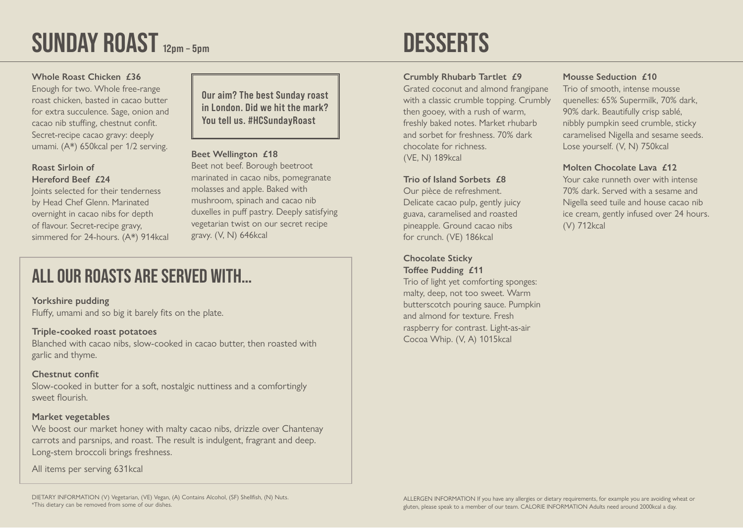# SUNDAY ROAST 12pm – 5pm

**Whole Roast Chicken £36**
Enough for two. Whole free-range roast chicken, basted in cacao butter for extra succulence. Sage, onion and cacao nib stuffing, chestnut confit. Secret-recipe cacao gravy: deeply umami. (A*) 650kcal per 1/2 serving.

**Roast Sirloin of Hereford Beef £24**
Joints selected for their tenderness by Head Chef Glenn. Marinated overnight in cacao nibs for depth of flavour. Secret-recipe gravy, simmered for 24-hours. (A*) 914kcal

**Our aim? The best Sunday roast in London. Did we hit the mark? You tell us. #HCSundayRoast**

**Beet Wellington £18**
Beet not beef. Borough beetroot marinated in cacao nibs, pomegranate molasses and apple. Baked with mushroom, spinach and cacao nib duxelles in puff pastry. Deeply satisfying vegetarian twist on our secret recipe gravy. (V, N) 646kcal

## ALL OUR ROASTS ARE SERVED WITH...

**Yorkshire pudding**
Fluffy, umami and so big it barely fits on the plate.

**Triple-cooked roast potatoes**
Blanched with cacao nibs, slow-cooked in cacao butter, then roasted with garlic and thyme.

**Chestnut confit**
Slow-cooked in butter for a soft, nostalgic nuttiness and a comfortingly sweet flourish.

**Market vegetables**
We boost our market honey with malty cacao nibs, drizzle over Chantenay carrots and parsnips, and roast. The result is indulgent, fragrant and deep. Long-stem broccoli brings freshness.

All items per serving 631kcal

DIETARY INFORMATION (V) Vegetarian, (VE) Vegan, (A) Contains Alcohol, (SF) Shellfish, (N) Nuts.
*This dietary can be removed from some of our dishes.

# DESSERTS

**Crumbly Rhubarb Tartlet £9**
Grated coconut and almond frangipane with a classic crumble topping. Crumbly then gooey, with a rush of warm, freshly baked notes. Market rhubarb and sorbet for freshness. 70% dark chocolate for richness.
(VE, N) 189kcal

**Trio of Island Sorbets £8**
Our pièce de refreshment. Delicate cacao pulp, gently juicy guava, caramelised and roasted pineapple. Ground cacao nibs for crunch. (VE) 186kcal

**Chocolate Sticky Toffee Pudding £11**
Trio of light yet comforting sponges: malty, deep, not too sweet. Warm butterscotch pouring sauce. Pumpkin and almond for texture. Fresh raspberry for contrast. Light-as-air Cocoa Whip. (V, A) 1015kcal

**Mousse Seduction £10**
Trio of smooth, intense mousse quenelles: 65% Supermilk, 70% dark, 90% dark. Beautifully crisp sablé, nibbly pumpkin seed crumble, sticky caramelised Nigella and sesame seeds. Lose yourself. (V, N) 750kcal

**Molten Chocolate Lava £12**
Your cake runneth over with intense 70% dark. Served with a sesame and Nigella seed tuile and house cacao nib ice cream, gently infused over 24 hours. (V) 712kcal

ALLERGEN INFORMATION If you have any allergies or dietary requirements, for example you are avoiding wheat or gluten, please speak to a member of our team. CALORIE INFORMATION Adults need around 2000kcal a day.